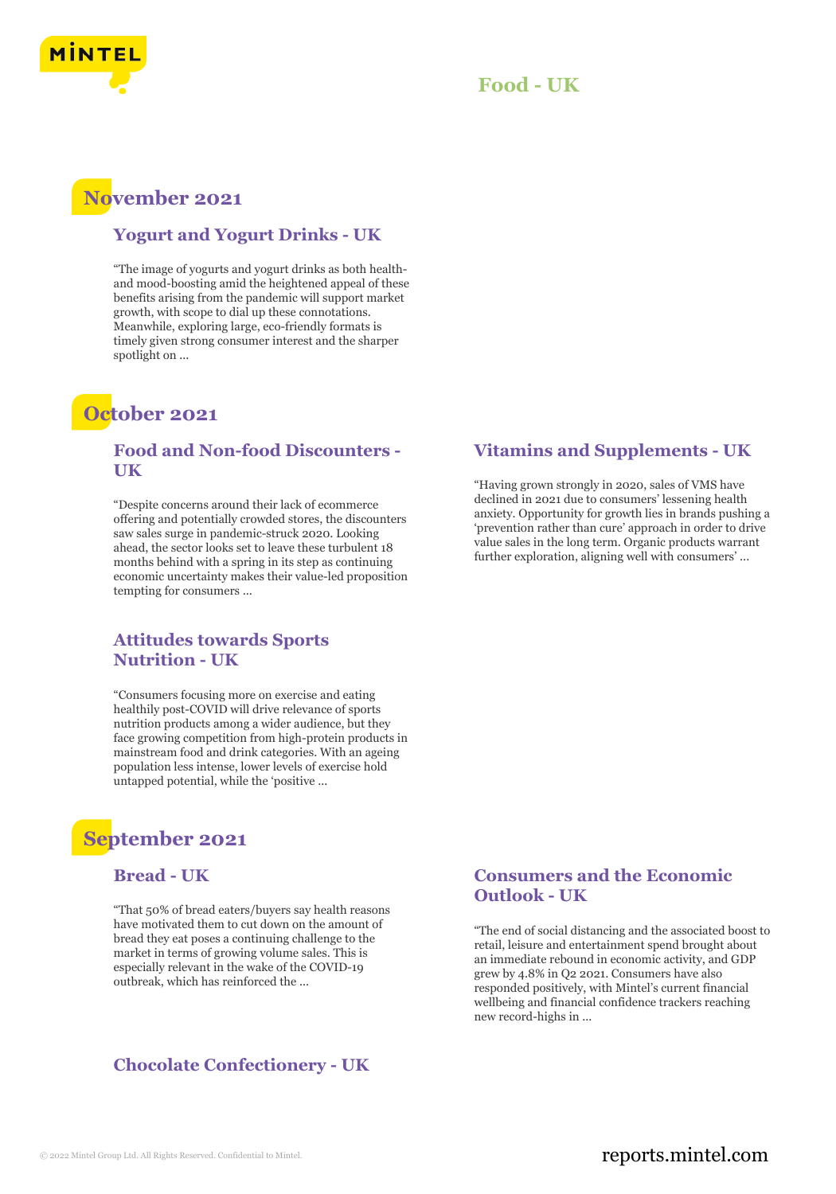# Food - UK

## November 2021

### Yogurt and Yogurt Drinks - UK

"The image of yogurts and yogurt drinks as both health- and mood-boosting amid the heightened appeal of these benefits arising from the pandemic will support market growth, with scope to dial up these connotations. Meanwhile, exploring large, eco-friendly formats is timely given strong consumer interest and the sharper spotlight on ...

## October 2021

### Food and Non-food Discounters - UK

"Despite concerns around their lack of ecommerce offering and potentially crowded stores, the discounters saw sales surge in pandemic-struck 2020. Looking ahead, the sector looks set to leave these turbulent 18 months behind with a spring in its step as continuing economic uncertainty makes their value-led proposition tempting for consumers ...

### Vitamins and Supplements - UK

"Having grown strongly in 2020, sales of VMS have declined in 2021 due to consumers' lessening health anxiety. Opportunity for growth lies in brands pushing a 'prevention rather than cure' approach in order to drive value sales in the long term. Organic products warrant further exploration, aligning well with consumers' ...

### Attitudes towards Sports Nutrition - UK

"Consumers focusing more on exercise and eating healthily post-COVID will drive relevance of sports nutrition products among a wider audience, but they face growing competition from high-protein products in mainstream food and drink categories. With an ageing population less intense, lower levels of exercise hold untapped potential, while the 'positive ...

## September 2021

### Bread - UK

"That 50% of bread eaters/buyers say health reasons have motivated them to cut down on the amount of bread they eat poses a continuing challenge to the market in terms of growing volume sales. This is especially relevant in the wake of the COVID-19 outbreak, which has reinforced the ...

### Consumers and the Economic Outlook - UK

"The end of social distancing and the associated boost to retail, leisure and entertainment spend brought about an immediate rebound in economic activity, and GDP grew by 4.8% in Q2 2021. Consumers have also responded positively, with Mintel's current financial wellbeing and financial confidence trackers reaching new record-highs in ...

### Chocolate Confectionery - UK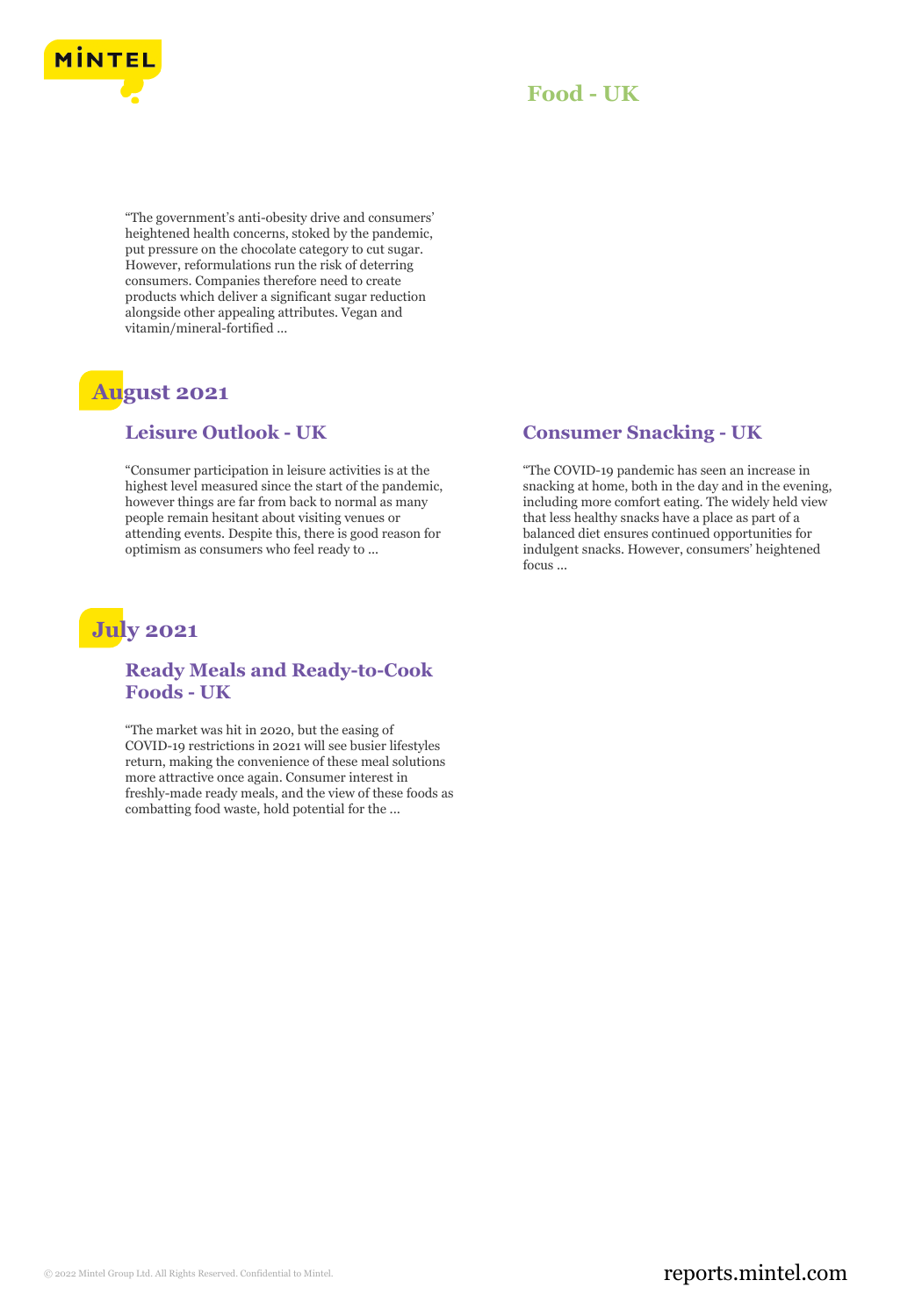## Food - UK

"The government's anti-obesity drive and consumers' heightened health concerns, stoked by the pandemic, put pressure on the chocolate category to cut sugar. However, reformulations run the risk of deterring consumers. Companies therefore need to create products which deliver a significant sugar reduction alongside other appealing attributes. Vegan and vitamin/mineral-fortified ...

# August 2021

### Leisure Outlook - UK

"Consumer participation in leisure activities is at the highest level measured since the start of the pandemic, however things are far from back to normal as many people remain hesitant about visiting venues or attending events. Despite this, there is good reason for optimism as consumers who feel ready to ...

### Consumer Snacking - UK

"The COVID-19 pandemic has seen an increase in snacking at home, both in the day and in the evening, including more comfort eating. The widely held view that less healthy snacks have a place as part of a balanced diet ensures continued opportunities for indulgent snacks. However, consumers' heightened focus ...

# July 2021

### Ready Meals and Ready-to-Cook Foods - UK

"The market was hit in 2020, but the easing of COVID-19 restrictions in 2021 will see busier lifestyles return, making the convenience of these meal solutions more attractive once again. Consumer interest in freshly-made ready meals, and the view of these foods as combatting food waste, hold potential for the ...